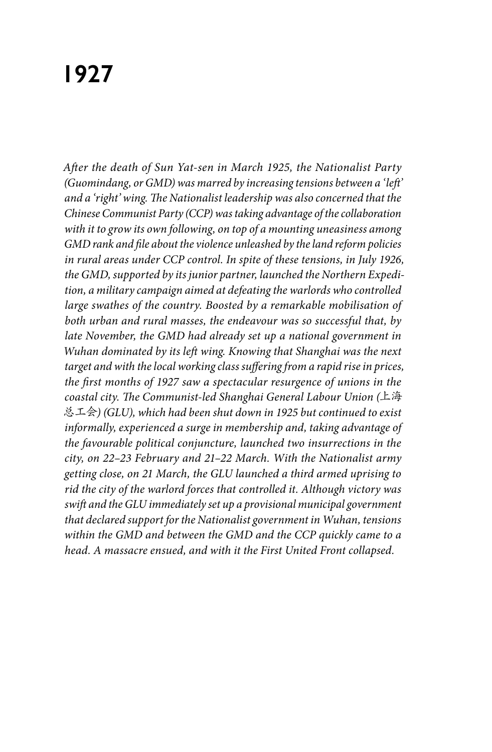# 1927

*After the death of Sun Yat-sen in March 1925, the Nationalist Party (Guomindang, or GMD) was marred by increasing tensions between a 'left' and a 'right' wing. The Nationalist leadership was also concerned that the Chinese Communist Party (CCP) was taking advantage of the collaboration with it to grow its own following, on top of a mounting uneasiness among GMD rank and file about the violence unleashed by the land reform policies in rural areas under CCP control. In spite of these tensions, in July 1926, the GMD, supported by its junior partner, launched the Northern Expedition, a military campaign aimed at defeating the warlords who controlled large swathes of the country. Boosted by a remarkable mobilisation of both urban and rural masses, the endeavour was so successful that, by late November, the GMD had already set up a national government in Wuhan dominated by its left wing. Knowing that Shanghai was the next target and with the local working class suffering from a rapid rise in prices, the first months of 1927 saw a spectacular resurgence of unions in the coastal city. The Communist-led Shanghai General Labour Union (*上海总工会*) (GLU), which had been shut down in 1925 but continued to exist informally, experienced a surge in membership and, taking advantage of the favourable political conjuncture, launched two insurrections in the city, on 22–23 February and 21–22 March. With the Nationalist army getting close, on 21 March, the GLU launched a third armed uprising to rid the city of the warlord forces that controlled it. Although victory was swift and the GLU immediately set up a provisional municipal government that declared support for the Nationalist government in Wuhan, tensions within the GMD and between the GMD and the CCP quickly came to a head. A massacre ensued, and with it the First United Front collapsed.*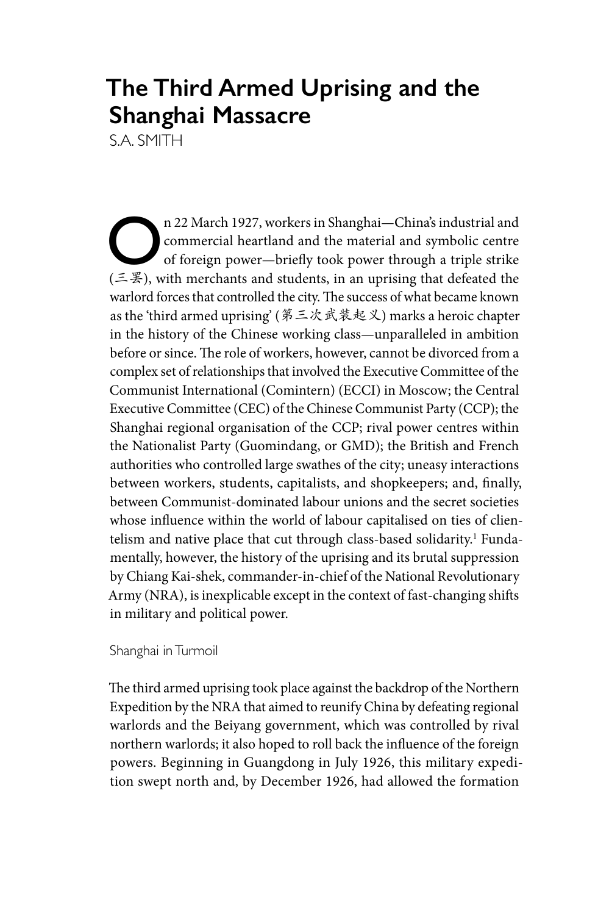# The Third Armed Uprising and the Shanghai Massacre

S.A. SMITH

On 22 March 1927, workers in Shanghai—China's industrial and commercial heartland and the material and symbolic centre of foreign power—briefly took power through a triple strike (三罢), with merchants and students, in an uprising that defeated the warlord forces that controlled the city. The success of what became known as the 'third armed uprising' (第三次武装起义) marks a heroic chapter in the history of the Chinese working class—unparalleled in ambition before or since. The role of workers, however, cannot be divorced from a complex set of relationships that involved the Executive Committee of the Communist International (Comintern) (ECCI) in Moscow; the Central Executive Committee (CEC) of the Chinese Communist Party (CCP); the Shanghai regional organisation of the CCP; rival power centres within the Nationalist Party (Guomindang, or GMD); the British and French authorities who controlled large swathes of the city; uneasy interactions between workers, students, capitalists, and shopkeepers; and, finally, between Communist-dominated labour unions and the secret societies whose influence within the world of labour capitalised on ties of clientelism and native place that cut through class-based solidarity.[1] Fundamentally, however, the history of the uprising and its brutal suppression by Chiang Kai-shek, commander-in-chief of the National Revolutionary Army (NRA), is inexplicable except in the context of fast-changing shifts in military and political power.

## Shanghai in Turmoil

The third armed uprising took place against the backdrop of the Northern Expedition by the NRA that aimed to reunify China by defeating regional warlords and the Beiyang government, which was controlled by rival northern warlords; it also hoped to roll back the influence of the foreign powers. Beginning in Guangdong in July 1926, this military expedition swept north and, by December 1926, had allowed the formation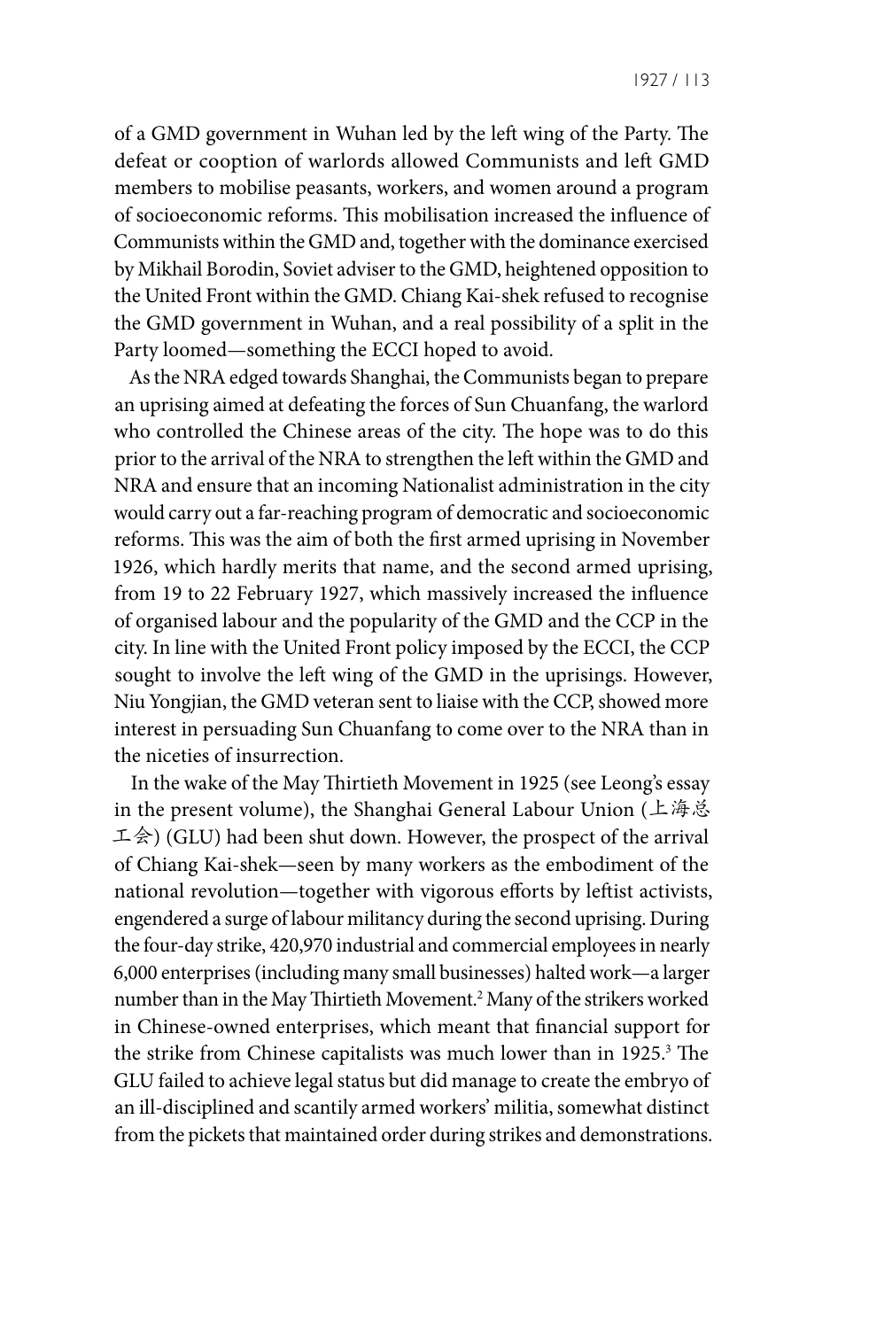of a GMD government in Wuhan led by the left wing of the Party. The defeat or cooption of warlords allowed Communists and left GMD members to mobilise peasants, workers, and women around a program of socioeconomic reforms. This mobilisation increased the influence of Communists within the GMD and, together with the dominance exercised by Mikhail Borodin, Soviet adviser to the GMD, heightened opposition to the United Front within the GMD. Chiang Kai-shek refused to recognise the GMD government in Wuhan, and a real possibility of a split in the Party loomed—something the ECCI hoped to avoid.

As the NRA edged towards Shanghai, the Communists began to prepare an uprising aimed at defeating the forces of Sun Chuanfang, the warlord who controlled the Chinese areas of the city. The hope was to do this prior to the arrival of the NRA to strengthen the left within the GMD and NRA and ensure that an incoming Nationalist administration in the city would carry out a far-reaching program of democratic and socioeconomic reforms. This was the aim of both the first armed uprising in November 1926, which hardly merits that name, and the second armed uprising, from 19 to 22 February 1927, which massively increased the influence of organised labour and the popularity of the GMD and the CCP in the city. In line with the United Front policy imposed by the ECCI, the CCP sought to involve the left wing of the GMD in the uprisings. However, Niu Yongjian, the GMD veteran sent to liaise with the CCP, showed more interest in persuading Sun Chuanfang to come over to the NRA than in the niceties of insurrection.

In the wake of the May Thirtieth Movement in 1925 (see Leong's essay in the present volume), the Shanghai General Labour Union (上海总工会) (GLU) had been shut down. However, the prospect of the arrival of Chiang Kai-shek—seen by many workers as the embodiment of the national revolution—together with vigorous efforts by leftist activists, engendered a surge of labour militancy during the second uprising. During the four-day strike, 420,970 industrial and commercial employees in nearly 6,000 enterprises (including many small businesses) halted work—a larger number than in the May Thirtieth Movement.[2] Many of the strikers worked in Chinese-owned enterprises, which meant that financial support for the strike from Chinese capitalists was much lower than in 1925.[3] The GLU failed to achieve legal status but did manage to create the embryo of an ill-disciplined and scantily armed workers' militia, somewhat distinct from the pickets that maintained order during strikes and demonstrations.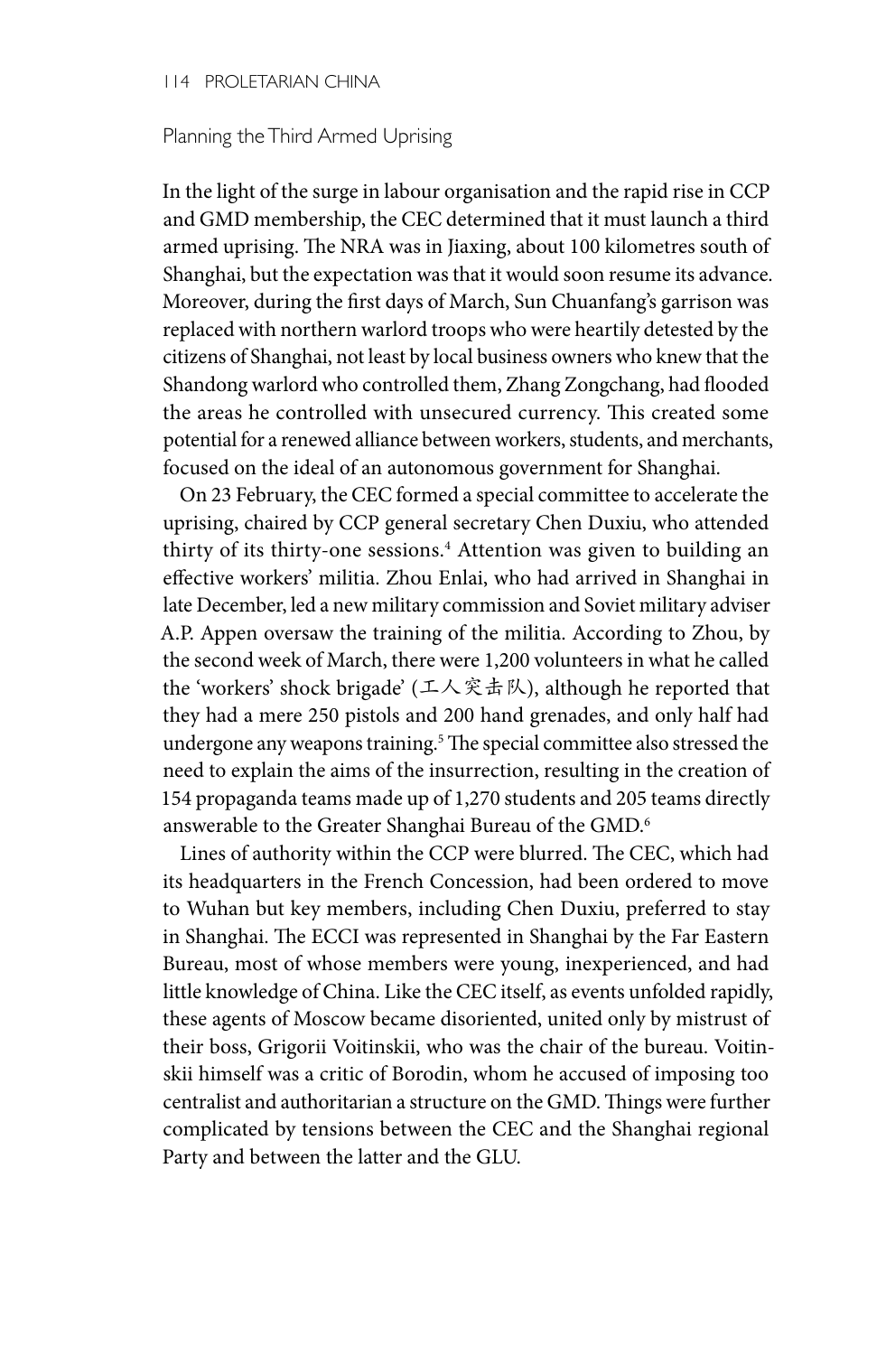## Planning the Third Armed Uprising

In the light of the surge in labour organisation and the rapid rise in CCP and GMD membership, the CEC determined that it must launch a third armed uprising. The NRA was in Jiaxing, about 100 kilometres south of Shanghai, but the expectation was that it would soon resume its advance. Moreover, during the first days of March, Sun Chuanfang's garrison was replaced with northern warlord troops who were heartily detested by the citizens of Shanghai, not least by local business owners who knew that the Shandong warlord who controlled them, Zhang Zongchang, had flooded the areas he controlled with unsecured currency. This created some potential for a renewed alliance between workers, students, and merchants, focused on the ideal of an autonomous government for Shanghai.

On 23 February, the CEC formed a special committee to accelerate the uprising, chaired by CCP general secretary Chen Duxiu, who attended thirty of its thirty-one sessions.[4] Attention was given to building an effective workers' militia. Zhou Enlai, who had arrived in Shanghai in late December, led a new military commission and Soviet military adviser A.P. Appen oversaw the training of the militia. According to Zhou, by the second week of March, there were 1,200 volunteers in what he called the 'workers' shock brigade' (工人突击队), although he reported that they had a mere 250 pistols and 200 hand grenades, and only half had undergone any weapons training.[5] The special committee also stressed the need to explain the aims of the insurrection, resulting in the creation of 154 propaganda teams made up of 1,270 students and 205 teams directly answerable to the Greater Shanghai Bureau of the GMD.[6]

Lines of authority within the CCP were blurred. The CEC, which had its headquarters in the French Concession, had been ordered to move to Wuhan but key members, including Chen Duxiu, preferred to stay in Shanghai. The ECCI was represented in Shanghai by the Far Eastern Bureau, most of whose members were young, inexperienced, and had little knowledge of China. Like the CEC itself, as events unfolded rapidly, these agents of Moscow became disoriented, united only by mistrust of their boss, Grigorii Voitinskii, who was the chair of the bureau. Voitinskii himself was a critic of Borodin, whom he accused of imposing too centralist and authoritarian a structure on the GMD. Things were further complicated by tensions between the CEC and the Shanghai regional Party and between the latter and the GLU.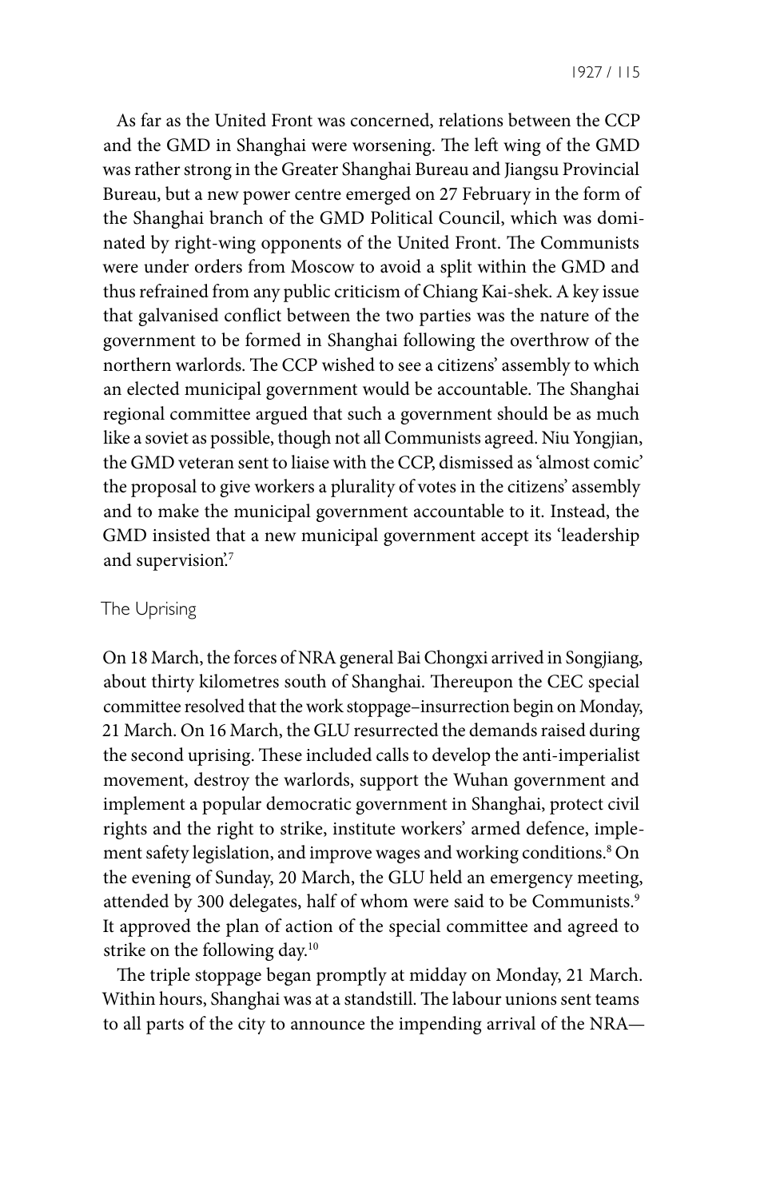As far as the United Front was concerned, relations between the CCP and the GMD in Shanghai were worsening. The left wing of the GMD was rather strong in the Greater Shanghai Bureau and Jiangsu Provincial Bureau, but a new power centre emerged on 27 February in the form of the Shanghai branch of the GMD Political Council, which was dominated by right-wing opponents of the United Front. The Communists were under orders from Moscow to avoid a split within the GMD and thus refrained from any public criticism of Chiang Kai-shek. A key issue that galvanised conflict between the two parties was the nature of the government to be formed in Shanghai following the overthrow of the northern warlords. The CCP wished to see a citizens' assembly to which an elected municipal government would be accountable. The Shanghai regional committee argued that such a government should be as much like a soviet as possible, though not all Communists agreed. Niu Yongjian, the GMD veteran sent to liaise with the CCP, dismissed as 'almost comic' the proposal to give workers a plurality of votes in the citizens' assembly and to make the municipal government accountable to it. Instead, the GMD insisted that a new municipal government accept its 'leadership and supervision'.[7]

## The Uprising

On 18 March, the forces of NRA general Bai Chongxi arrived in Songjiang, about thirty kilometres south of Shanghai. Thereupon the CEC special committee resolved that the work stoppage–insurrection begin on Monday, 21 March. On 16 March, the GLU resurrected the demands raised during the second uprising. These included calls to develop the anti-imperialist movement, destroy the warlords, support the Wuhan government and implement a popular democratic government in Shanghai, protect civil rights and the right to strike, institute workers' armed defence, implement safety legislation, and improve wages and working conditions.[8] On the evening of Sunday, 20 March, the GLU held an emergency meeting, attended by 300 delegates, half of whom were said to be Communists.[9] It approved the plan of action of the special committee and agreed to strike on the following day.[10]

The triple stoppage began promptly at midday on Monday, 21 March. Within hours, Shanghai was at a standstill. The labour unions sent teams to all parts of the city to announce the impending arrival of the NRA—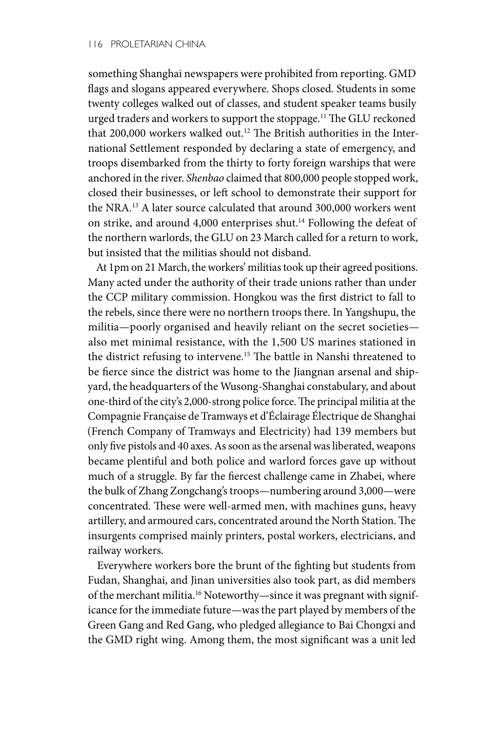something Shanghai newspapers were prohibited from reporting. GMD flags and slogans appeared everywhere. Shops closed. Students in some twenty colleges walked out of classes, and student speaker teams busily urged traders and workers to support the stoppage.[11] The GLU reckoned that 200,000 workers walked out.[12] The British authorities in the International Settlement responded by declaring a state of emergency, and troops disembarked from the thirty to forty foreign warships that were anchored in the river. *Shenbao* claimed that 800,000 people stopped work, closed their businesses, or left school to demonstrate their support for the NRA.[13] A later source calculated that around 300,000 workers went on strike, and around 4,000 enterprises shut.[14] Following the defeat of the northern warlords, the GLU on 23 March called for a return to work, but insisted that the militias should not disband.

At 1pm on 21 March, the workers' militias took up their agreed positions. Many acted under the authority of their trade unions rather than under the CCP military commission. Hongkou was the first district to fall to the rebels, since there were no northern troops there. In Yangshupu, the militia—poorly organised and heavily reliant on the secret societies—also met minimal resistance, with the 1,500 US marines stationed in the district refusing to intervene.[15] The battle in Nanshi threatened to be fierce since the district was home to the Jiangnan arsenal and shipyard, the headquarters of the Wusong-Shanghai constabulary, and about one-third of the city's 2,000-strong police force. The principal militia at the Compagnie Française de Tramways et d'Éclairage Électrique de Shanghai (French Company of Tramways and Electricity) had 139 members but only five pistols and 40 axes. As soon as the arsenal was liberated, weapons became plentiful and both police and warlord forces gave up without much of a struggle. By far the fiercest challenge came in Zhabei, where the bulk of Zhang Zongchang's troops—numbering around 3,000—were concentrated. These were well-armed men, with machines guns, heavy artillery, and armoured cars, concentrated around the North Station. The insurgents comprised mainly printers, postal workers, electricians, and railway workers.

Everywhere workers bore the brunt of the fighting but students from Fudan, Shanghai, and Jinan universities also took part, as did members of the merchant militia.[16] Noteworthy—since it was pregnant with significance for the immediate future—was the part played by members of the Green Gang and Red Gang, who pledged allegiance to Bai Chongxi and the GMD right wing. Among them, the most significant was a unit led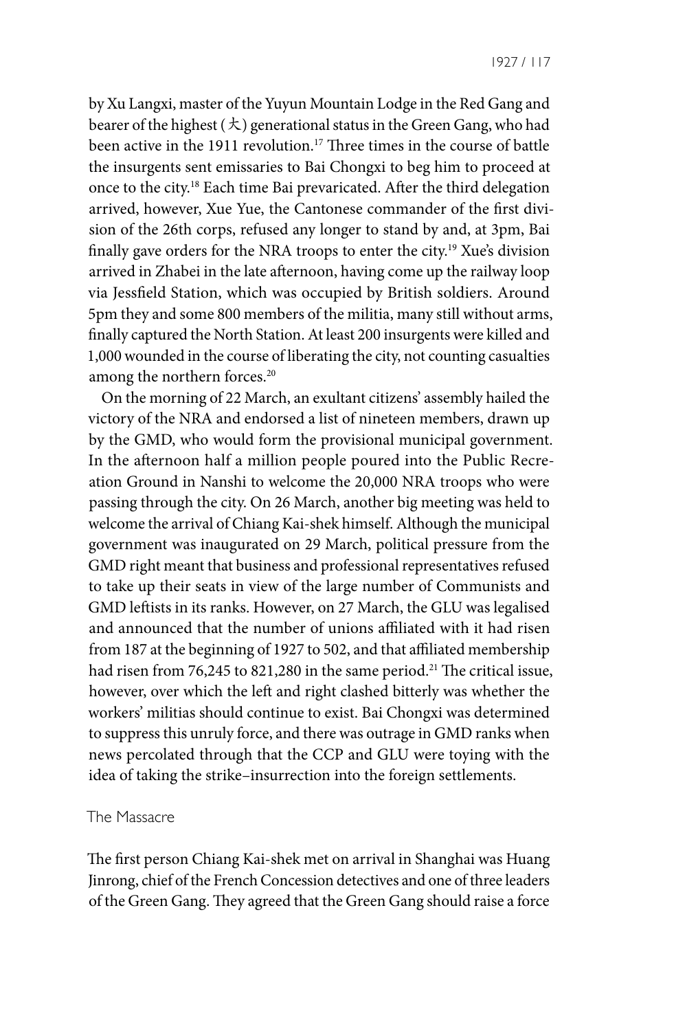by Xu Langxi, master of the Yuyun Mountain Lodge in the Red Gang and bearer of the highest (大) generational status in the Green Gang, who had been active in the 1911 revolution.[17] Three times in the course of battle the insurgents sent emissaries to Bai Chongxi to beg him to proceed at once to the city.[18] Each time Bai prevaricated. After the third delegation arrived, however, Xue Yue, the Cantonese commander of the first division of the 26th corps, refused any longer to stand by and, at 3pm, Bai finally gave orders for the NRA troops to enter the city.[19] Xue's division arrived in Zhabei in the late afternoon, having come up the railway loop via Jessfield Station, which was occupied by British soldiers. Around 5pm they and some 800 members of the militia, many still without arms, finally captured the North Station. At least 200 insurgents were killed and 1,000 wounded in the course of liberating the city, not counting casualties among the northern forces.[20]

On the morning of 22 March, an exultant citizens' assembly hailed the victory of the NRA and endorsed a list of nineteen members, drawn up by the GMD, who would form the provisional municipal government. In the afternoon half a million people poured into the Public Recreation Ground in Nanshi to welcome the 20,000 NRA troops who were passing through the city. On 26 March, another big meeting was held to welcome the arrival of Chiang Kai-shek himself. Although the municipal government was inaugurated on 29 March, political pressure from the GMD right meant that business and professional representatives refused to take up their seats in view of the large number of Communists and GMD leftists in its ranks. However, on 27 March, the GLU was legalised and announced that the number of unions affiliated with it had risen from 187 at the beginning of 1927 to 502, and that affiliated membership had risen from 76,245 to 821,280 in the same period.[21] The critical issue, however, over which the left and right clashed bitterly was whether the workers' militias should continue to exist. Bai Chongxi was determined to suppress this unruly force, and there was outrage in GMD ranks when news percolated through that the CCP and GLU were toying with the idea of taking the strike–insurrection into the foreign settlements.

### The Massacre

The first person Chiang Kai-shek met on arrival in Shanghai was Huang Jinrong, chief of the French Concession detectives and one of three leaders of the Green Gang. They agreed that the Green Gang should raise a force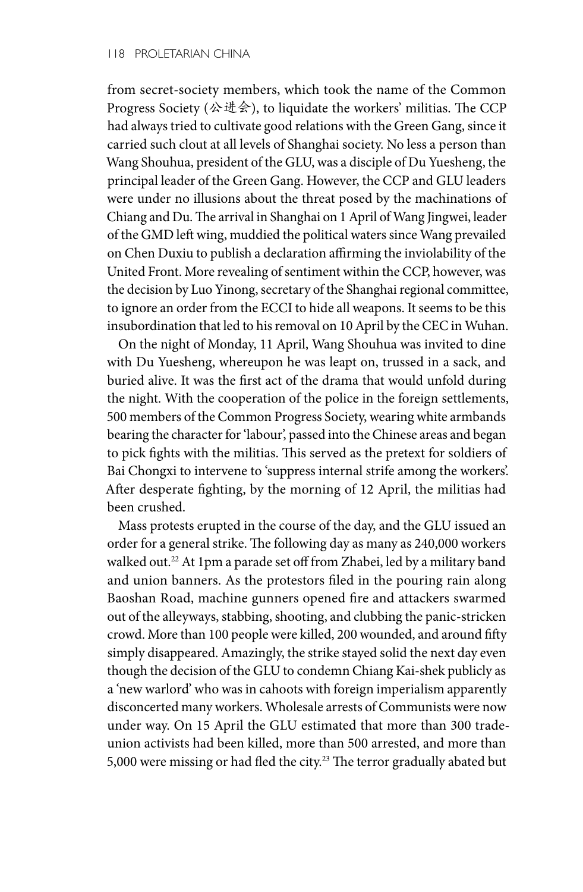from secret-society members, which took the name of the Common Progress Society (公进会), to liquidate the workers' militias. The CCP had always tried to cultivate good relations with the Green Gang, since it carried such clout at all levels of Shanghai society. No less a person than Wang Shouhua, president of the GLU, was a disciple of Du Yuesheng, the principal leader of the Green Gang. However, the CCP and GLU leaders were under no illusions about the threat posed by the machinations of Chiang and Du. The arrival in Shanghai on 1 April of Wang Jingwei, leader of the GMD left wing, muddied the political waters since Wang prevailed on Chen Duxiu to publish a declaration affirming the inviolability of the United Front. More revealing of sentiment within the CCP, however, was the decision by Luo Yinong, secretary of the Shanghai regional committee, to ignore an order from the ECCI to hide all weapons. It seems to be this insubordination that led to his removal on 10 April by the CEC in Wuhan.

On the night of Monday, 11 April, Wang Shouhua was invited to dine with Du Yuesheng, whereupon he was leapt on, trussed in a sack, and buried alive. It was the first act of the drama that would unfold during the night. With the cooperation of the police in the foreign settlements, 500 members of the Common Progress Society, wearing white armbands bearing the character for 'labour', passed into the Chinese areas and began to pick fights with the militias. This served as the pretext for soldiers of Bai Chongxi to intervene to 'suppress internal strife among the workers'. After desperate fighting, by the morning of 12 April, the militias had been crushed.

Mass protests erupted in the course of the day, and the GLU issued an order for a general strike. The following day as many as 240,000 workers walked out.[22] At 1pm a parade set off from Zhabei, led by a military band and union banners. As the protestors filed in the pouring rain along Baoshan Road, machine gunners opened fire and attackers swarmed out of the alleyways, stabbing, shooting, and clubbing the panic-stricken crowd. More than 100 people were killed, 200 wounded, and around fifty simply disappeared. Amazingly, the strike stayed solid the next day even though the decision of the GLU to condemn Chiang Kai-shek publicly as a 'new warlord' who was in cahoots with foreign imperialism apparently disconcerted many workers. Wholesale arrests of Communists were now under way. On 15 April the GLU estimated that more than 300 trade-union activists had been killed, more than 500 arrested, and more than 5,000 were missing or had fled the city.[23] The terror gradually abated but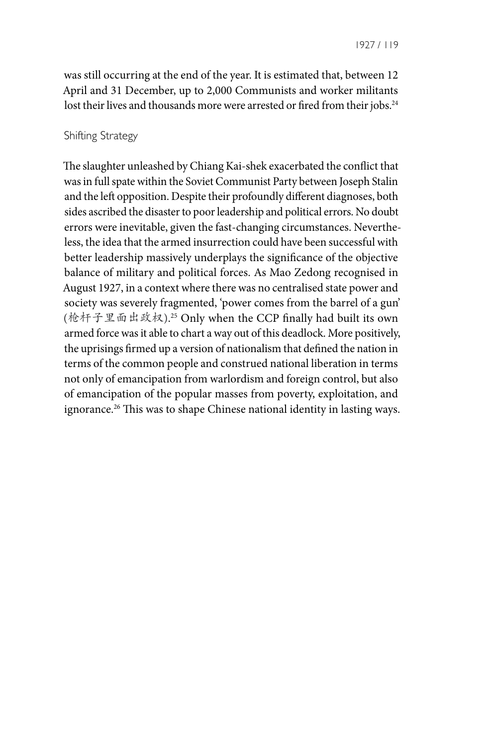was still occurring at the end of the year. It is estimated that, between 12 April and 31 December, up to 2,000 Communists and worker militants lost their lives and thousands more were arrested or fired from their jobs.[24]

## Shifting Strategy

The slaughter unleashed by Chiang Kai-shek exacerbated the conflict that was in full spate within the Soviet Communist Party between Joseph Stalin and the left opposition. Despite their profoundly different diagnoses, both sides ascribed the disaster to poor leadership and political errors. No doubt errors were inevitable, given the fast-changing circumstances. Nevertheless, the idea that the armed insurrection could have been successful with better leadership massively underplays the significance of the objective balance of military and political forces. As Mao Zedong recognised in August 1927, in a context where there was no centralised state power and society was severely fragmented, 'power comes from the barrel of a gun' (枪杆子里面出政权).[25] Only when the CCP finally had built its own armed force was it able to chart a way out of this deadlock. More positively, the uprisings firmed up a version of nationalism that defined the nation in terms of the common people and construed national liberation in terms not only of emancipation from warlordism and foreign control, but also of emancipation of the popular masses from poverty, exploitation, and ignorance.[26] This was to shape Chinese national identity in lasting ways.